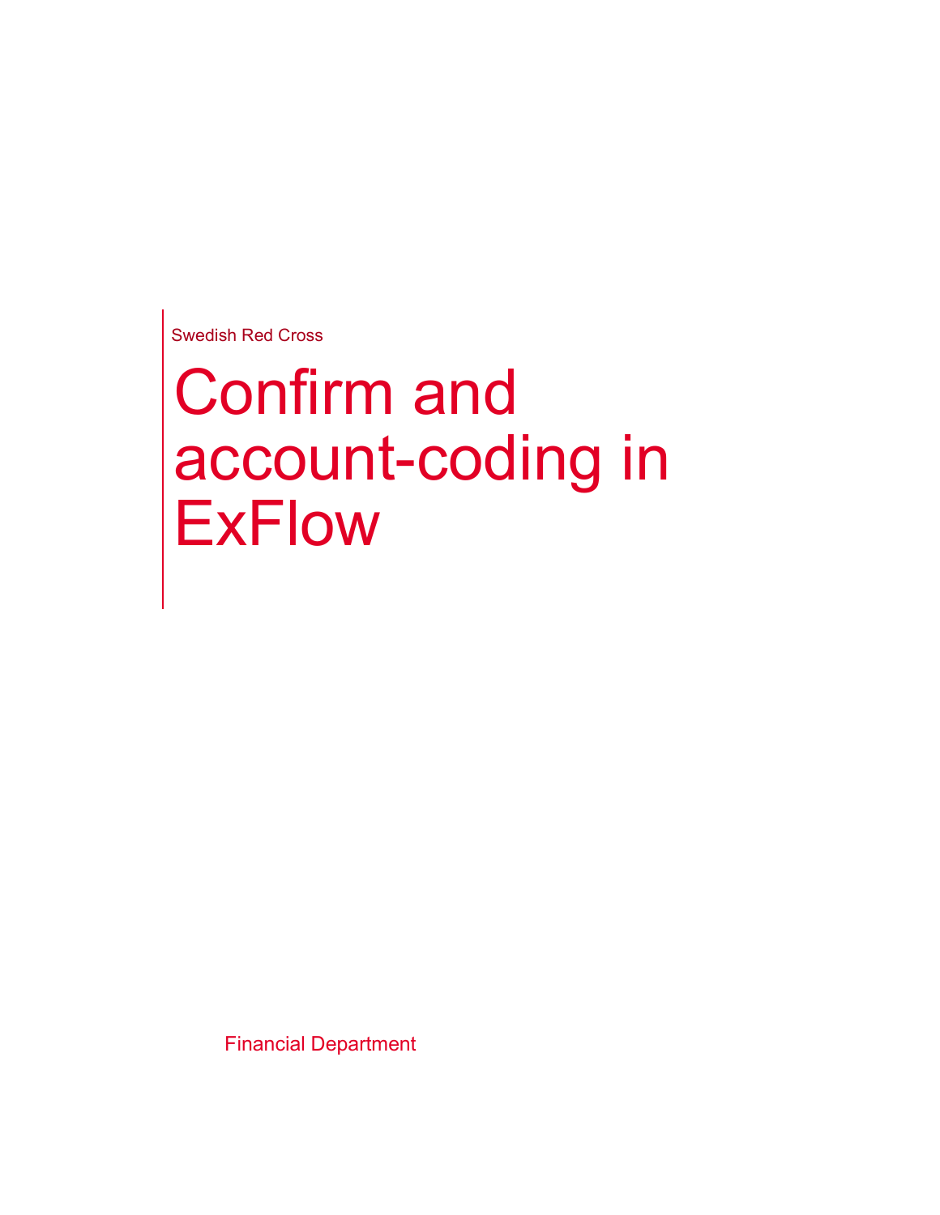Swedish Red Cross

# Confirm and account-coding in ExFlow

Financial Department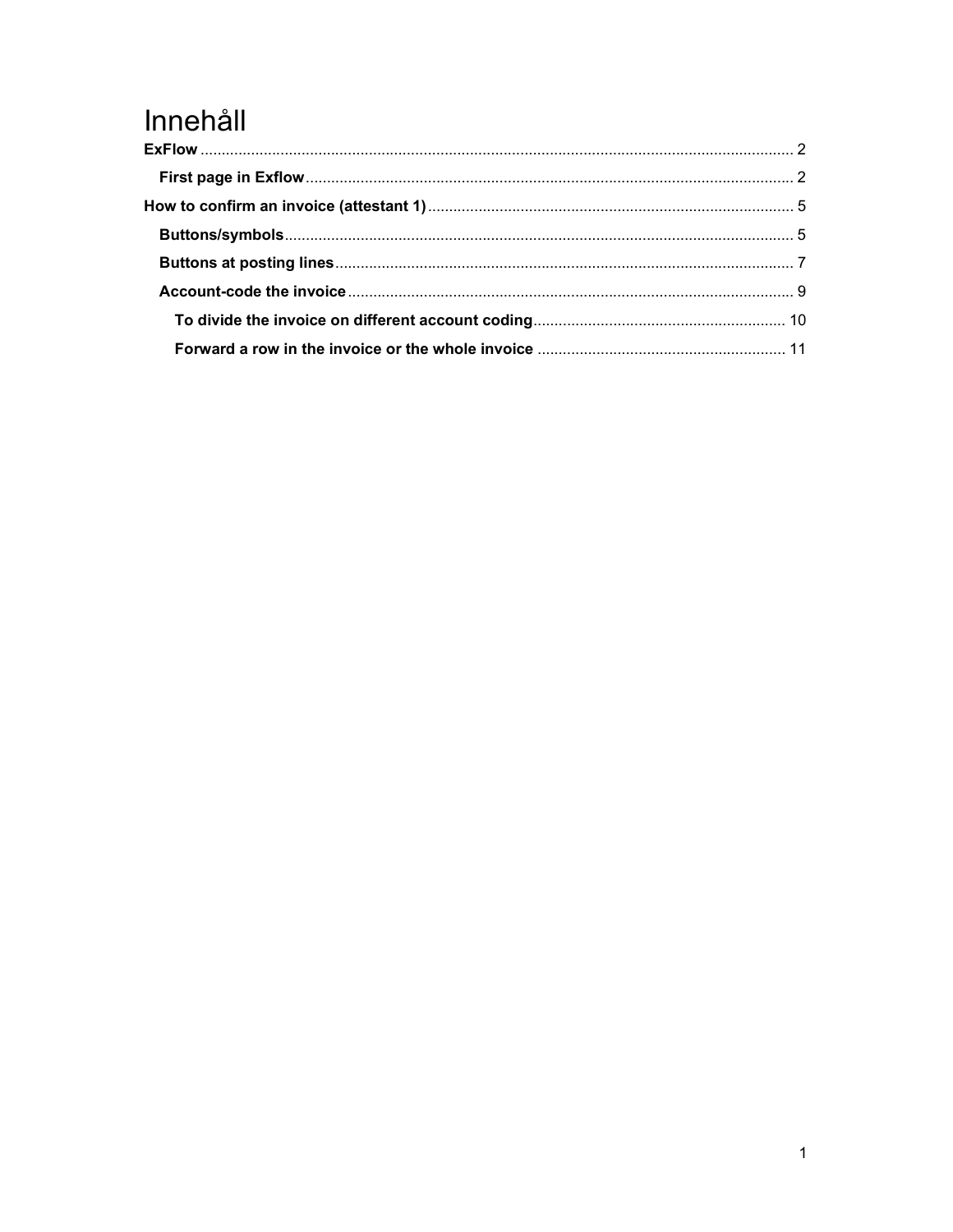# Innehåll

**ExFlow** ........................................................................................................................ 2

- **First page in Exflow** ................................................................................................... 2

**How to confirm an invoice (attestant 1)** ...................................................................... 5

- **Buttons/symbols** ........................................................................................................ 5
- **Buttons at posting lines** ............................................................................................ 7
- **Account-code the invoice** ......................................................................................... 9
  - **To divide the invoice on different account coding** ............................................ 10
  - **Forward a row in the invoice or the whole invoice** ........................................... 11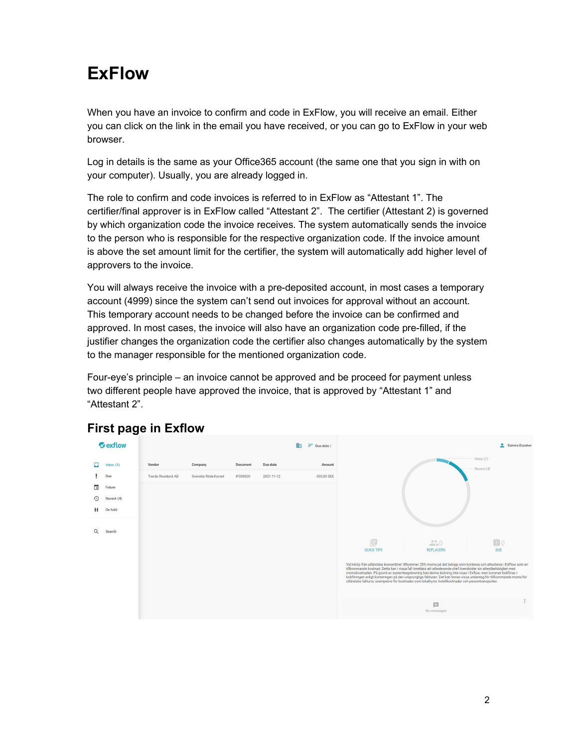# ExFlow

When you have an invoice to confirm and code in ExFlow, you will receive an email. Either you can click on the link in the email you have received, or you can go to ExFlow in your web browser.

Log in details is the same as your Office365 account (the same one that you sign in with on your computer). Usually, you are already logged in.

The role to confirm and code invoices is referred to in ExFlow as “Attestant 1”. The certifier/final approver is in ExFlow called “Attestant 2”. The certifier (Attestant 2) is governed by which organization code the invoice receives. The system automatically sends the invoice to the person who is responsible for the respective organization code. If the invoice amount is above the set amount limit for the certifier, the system will automatically add higher level of approvers to the invoice.

You will always receive the invoice with a pre-deposited account, in most cases a temporary account (4999) since the system can’t send out invoices for approval without an account. This temporary account needs to be changed before the invoice can be confirmed and approved. In most cases, the invoice will also have an organization code pre-filled, if the justifier changes the organization code the certifier also changes automatically by the system to the manager responsible for the mentioned organization code.

Four-eye’s principle – an invoice cannot be approved and be proceed for payment unless two different people have approved the invoice, that is approved by “Attestant 1” and “Attestant 2”.

## First page in Exflow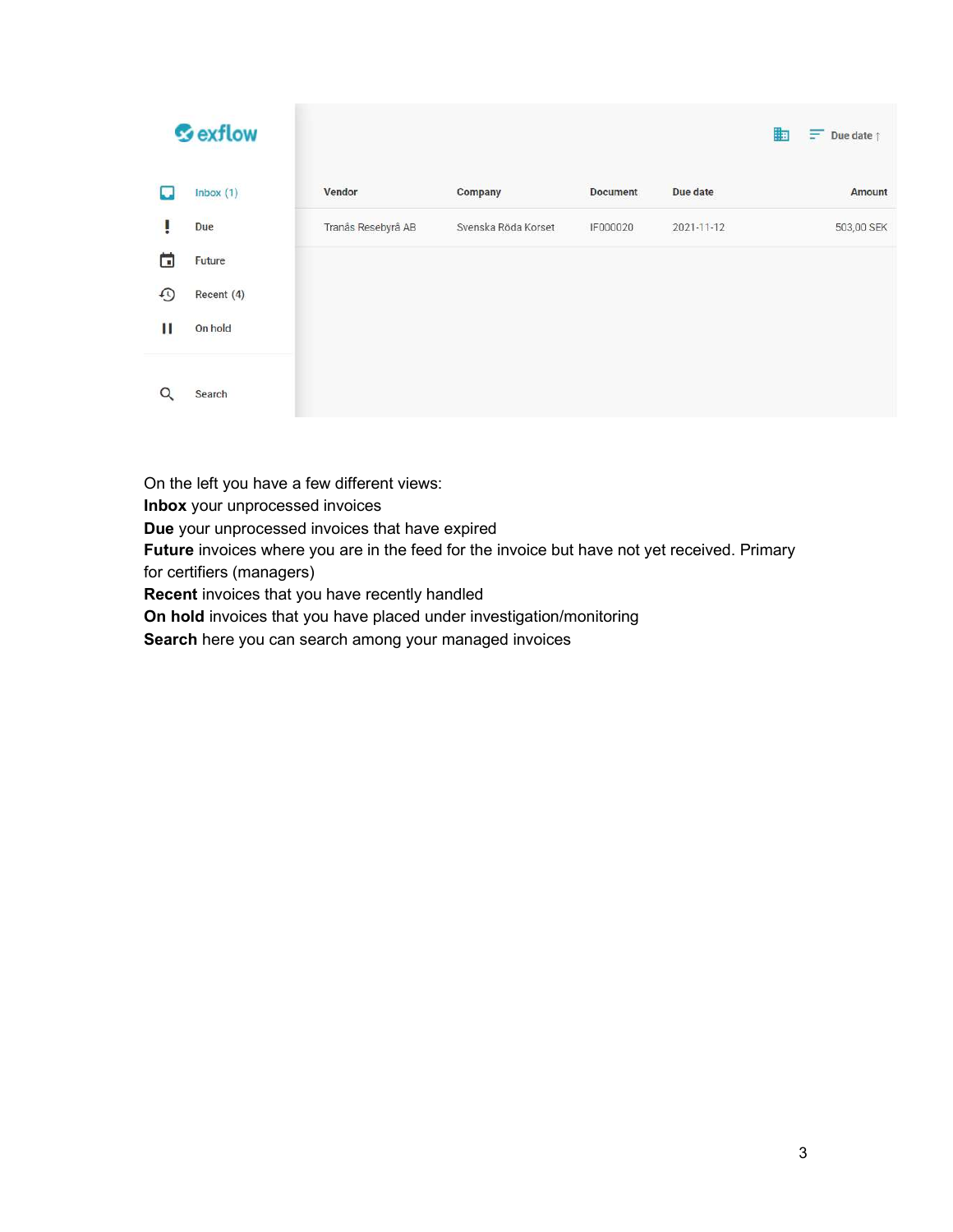| Vendor | Company | Document | Due date | Amount |
| --- | --- | --- | --- | --- |
| Tranås Resebyrå AB | Svenska Röda Korset | IF000020 | 2021-11-12 | 503,00 SEK |

On the left you have a few different views:

**Inbox** your unprocessed invoices

**Due** your unprocessed invoices that have expired

**Future** invoices where you are in the feed for the invoice but have not yet received. Primary for certifiers (managers)

**Recent** invoices that you have recently handled

**On hold** invoices that you have placed under investigation/monitoring

**Search** here you can search among your managed invoices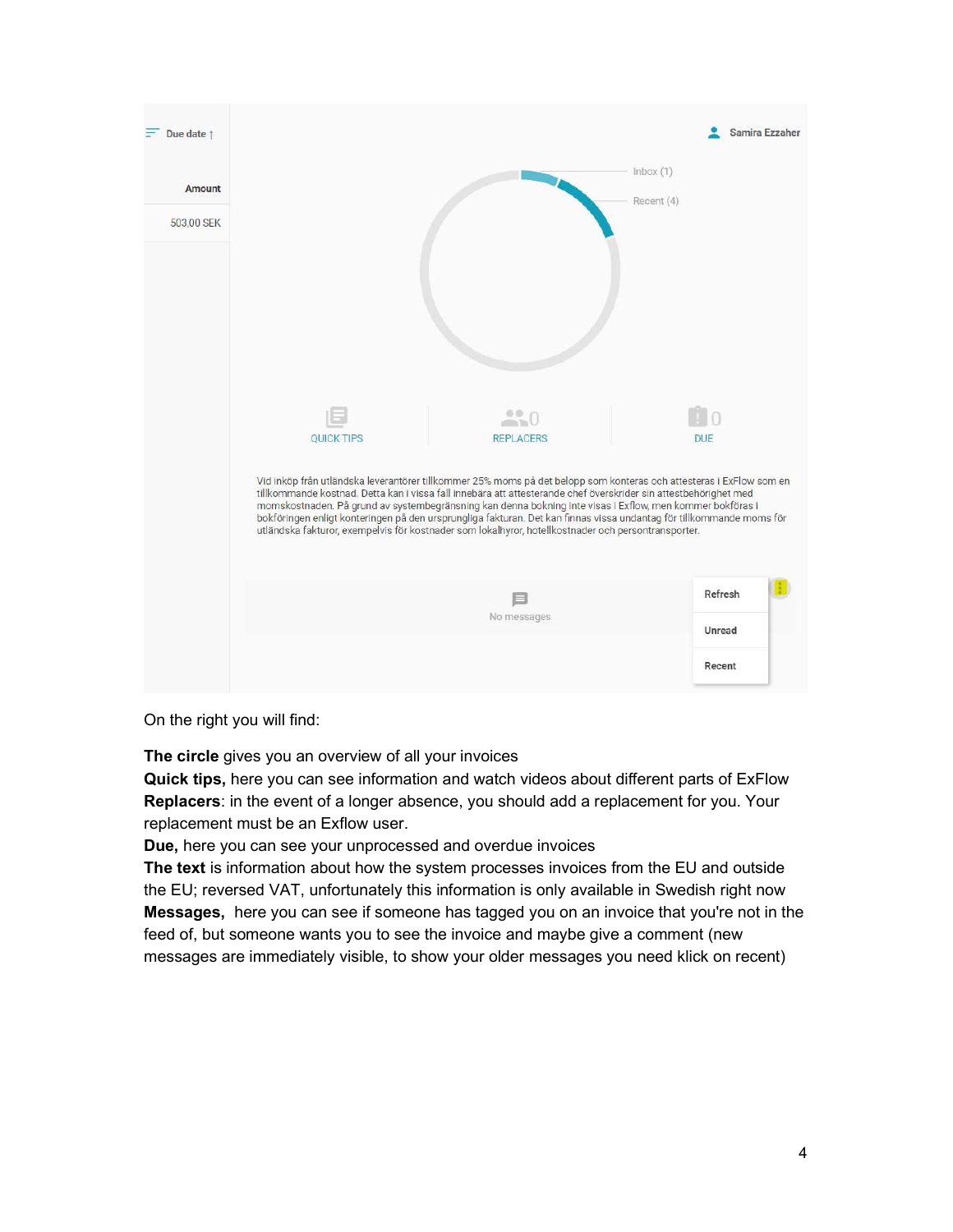Due date ↑

Amount

503,00 SEK

Samira Ezzaher

Inbox (1)

Recent (4)

QUICK TIPS

0 REPLACERS

0 DUE

Vid inköp från utländska leverantörer tillkommer 25% moms på det belopp som konteras och attesteras i ExFlow som en tillkommande kostnad. Detta kan i vissa fall innebära att attesterande chef överskrider sin attestbehörighet med momskostnaden. På grund av systembegränsning kan denna bokning inte visas i Exflow, men kommer bokföras i bokföringen enligt konteringen på den ursprungliga fakturan. Det kan finnas vissa undantag för tillkommande moms för utländska fakturor, exempelvis för kostnader som lokalhyror, hotellkostnader och persontransporter.

No messages

Refresh

Unread

Recent

On the right you will find:

**The circle** gives you an overview of all your invoices
**Quick tips,** here you can see information and watch videos about different parts of ExFlow
**Replacers**: in the event of a longer absence, you should add a replacement for you. Your replacement must be an Exflow user.
**Due,** here you can see your unprocessed and overdue invoices
**The text** is information about how the system processes invoices from the EU and outside the EU; reversed VAT, unfortunately this information is only available in Swedish right now
**Messages,** here you can see if someone has tagged you on an invoice that you're not in the feed of, but someone wants you to see the invoice and maybe give a comment (new messages are immediately visible, to show your older messages you need klick on recent)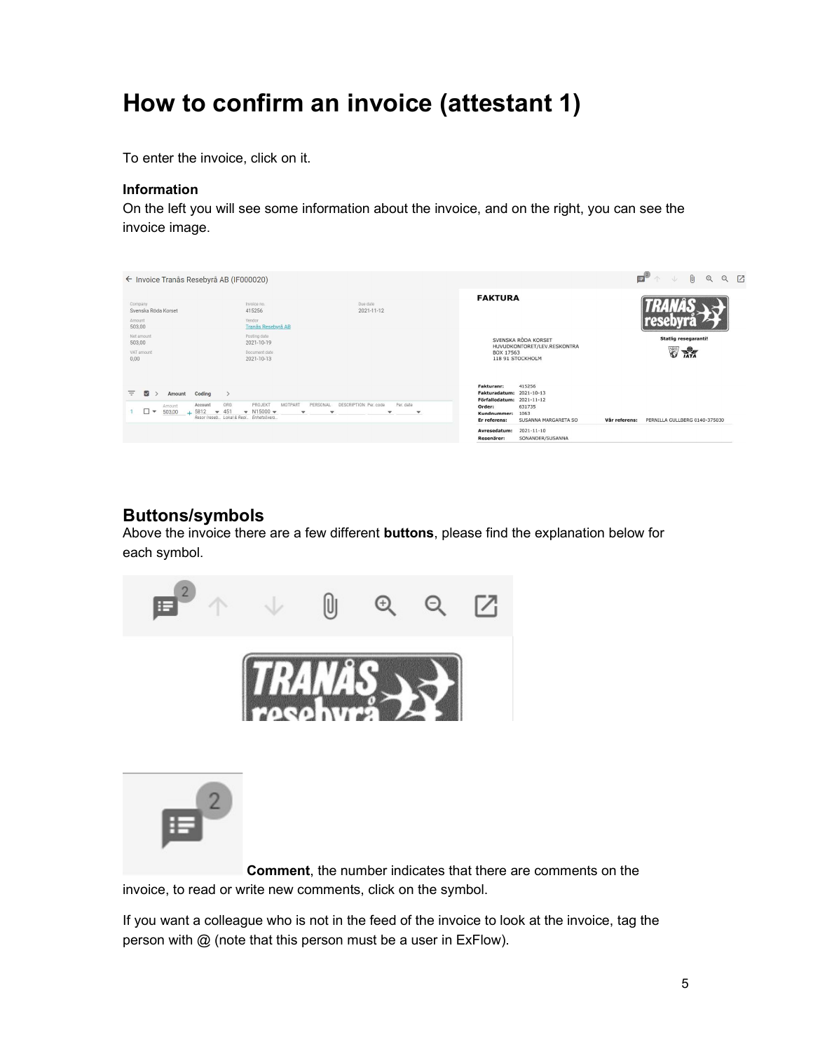# How to confirm an invoice (attestant 1)

To enter the invoice, click on it.

### Information

On the left you will see some information about the invoice, and on the right, you can see the invoice image.

## Buttons/symbols

Above the invoice there are a few different **buttons**, please find the explanation below for each symbol.

**Comment**, the number indicates that there are comments on the invoice, to read or write new comments, click on the symbol.

If you want a colleague who is not in the feed of the invoice to look at the invoice, tag the person with @ (note that this person must be a user in ExFlow).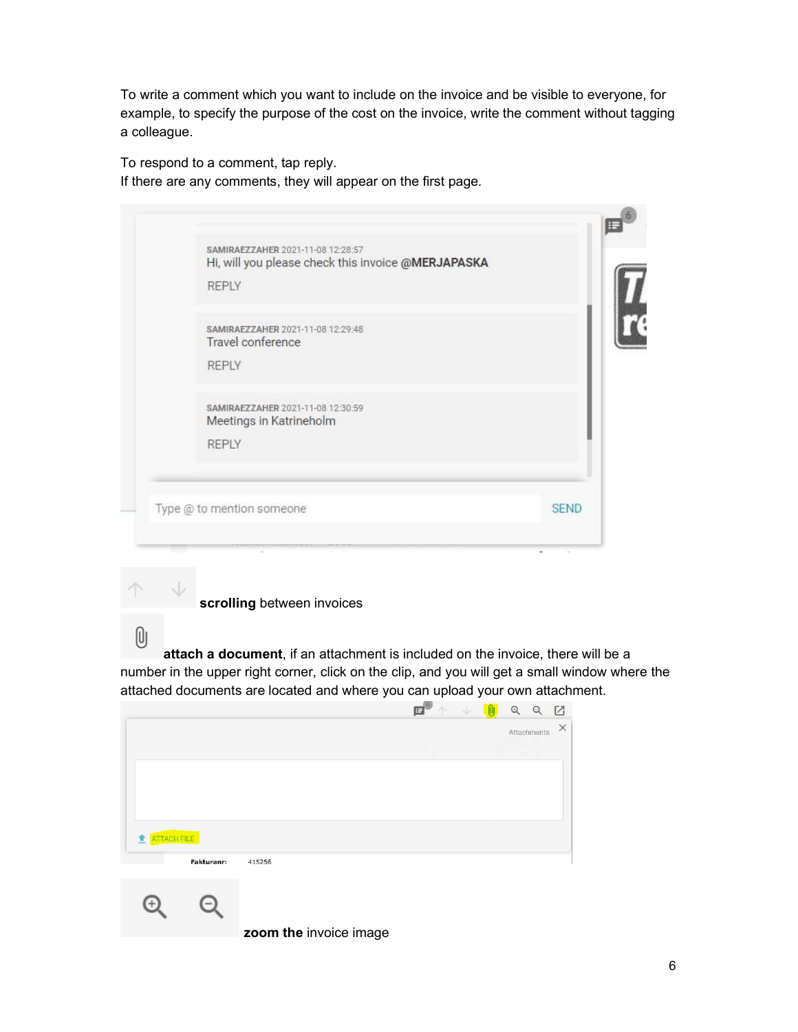To write a comment which you want to include on the invoice and be visible to everyone, for example, to specify the purpose of the cost on the invoice, write the comment without tagging a colleague.

To respond to a comment, tap reply.
If there are any comments, they will appear on the first page.

SAMIRAEZZAHER 2021-11-08 12:28:57
Hi, will you please check this invoice @MERJAPASKA
REPLY

SAMIRAEZZAHER 2021-11-08 12:29:48
Travel conference
REPLY

SAMIRAEZZAHER 2021-11-08 12:30:59
Meetings in Katrineholm
REPLY

Type @ to mention someone SEND

**scrolling** between invoices

**attach a document**, if an attachment is included on the invoice, there will be a number in the upper right corner, click on the clip, and you will get a small window where the attached documents are located and where you can upload your own attachment.

Attachments

ATTACH FILE

Fakturanr: 415256

**zoom the** invoice image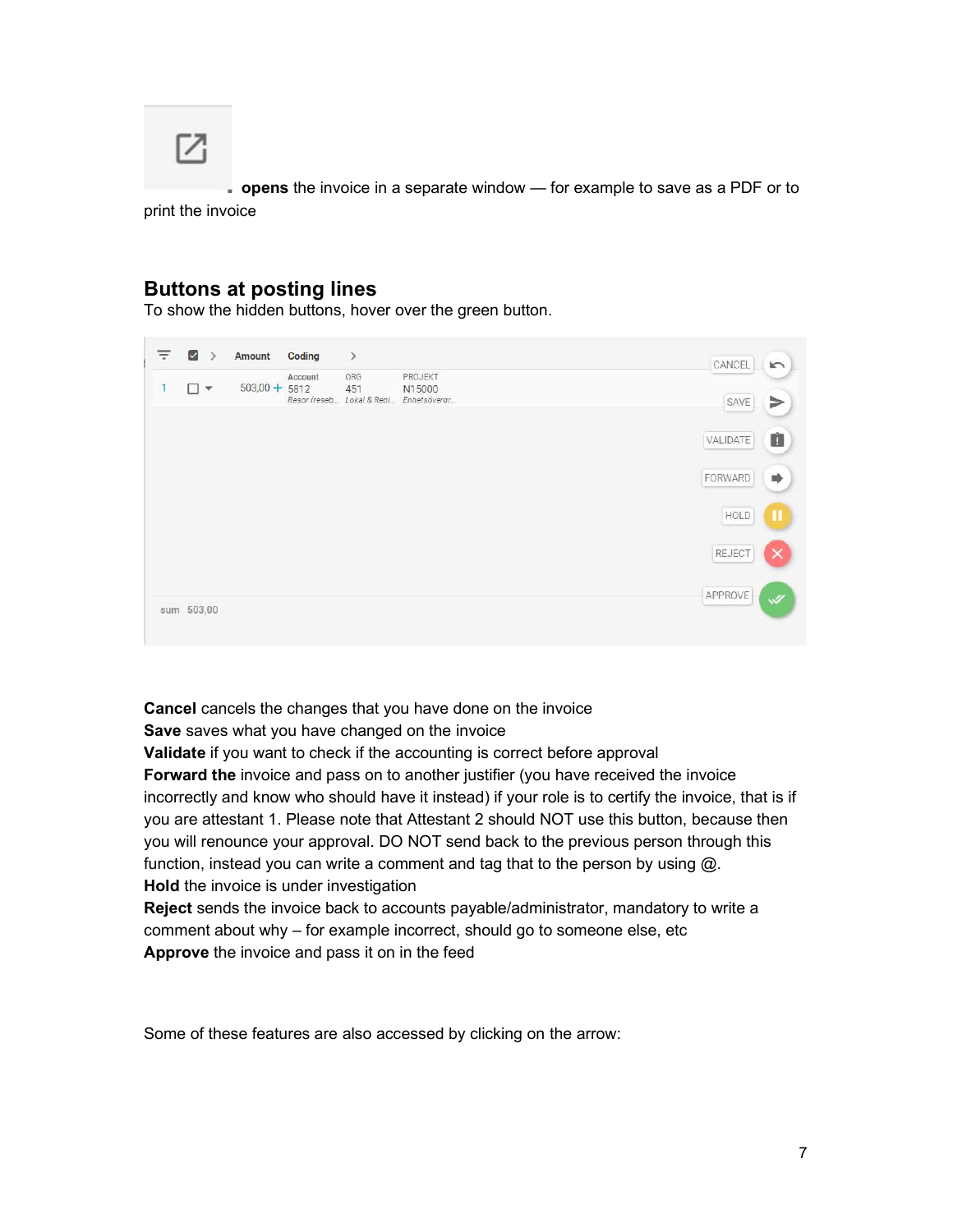opens the invoice in a separate window — for example to save as a PDF or to print the invoice

## Buttons at posting lines

To show the hidden buttons, hover over the green button.

**Cancel** cancels the changes that you have done on the invoice
**Save** saves what you have changed on the invoice
**Validate** if you want to check if the accounting is correct before approval
**Forward the** invoice and pass on to another justifier (you have received the invoice incorrectly and know who should have it instead) if your role is to certify the invoice, that is if you are attestant 1. Please note that Attestant 2 should NOT use this button, because then you will renounce your approval. DO NOT send back to the previous person through this function, instead you can write a comment and tag that to the person by using @.
**Hold** the invoice is under investigation
**Reject** sends the invoice back to accounts payable/administrator, mandatory to write a comment about why – for example incorrect, should go to someone else, etc
**Approve** the invoice and pass it on in the feed

Some of these features are also accessed by clicking on the arrow: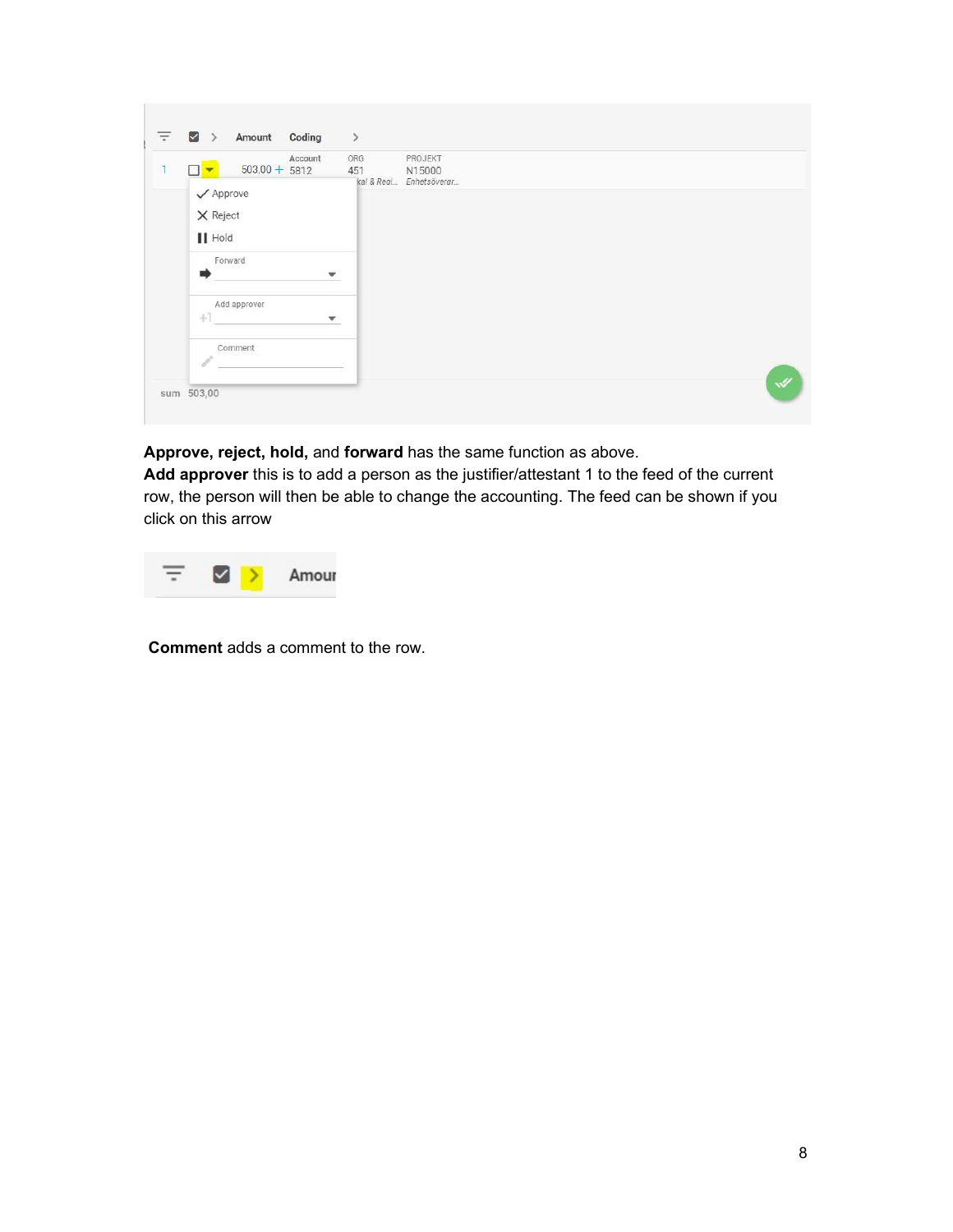**Approve, reject, hold,** and **forward** has the same function as above.
**Add approver** this is to add a person as the justifier/attestant 1 to the feed of the current row, the person will then be able to change the accounting. The feed can be shown if you click on this arrow

**Comment** adds a comment to the row.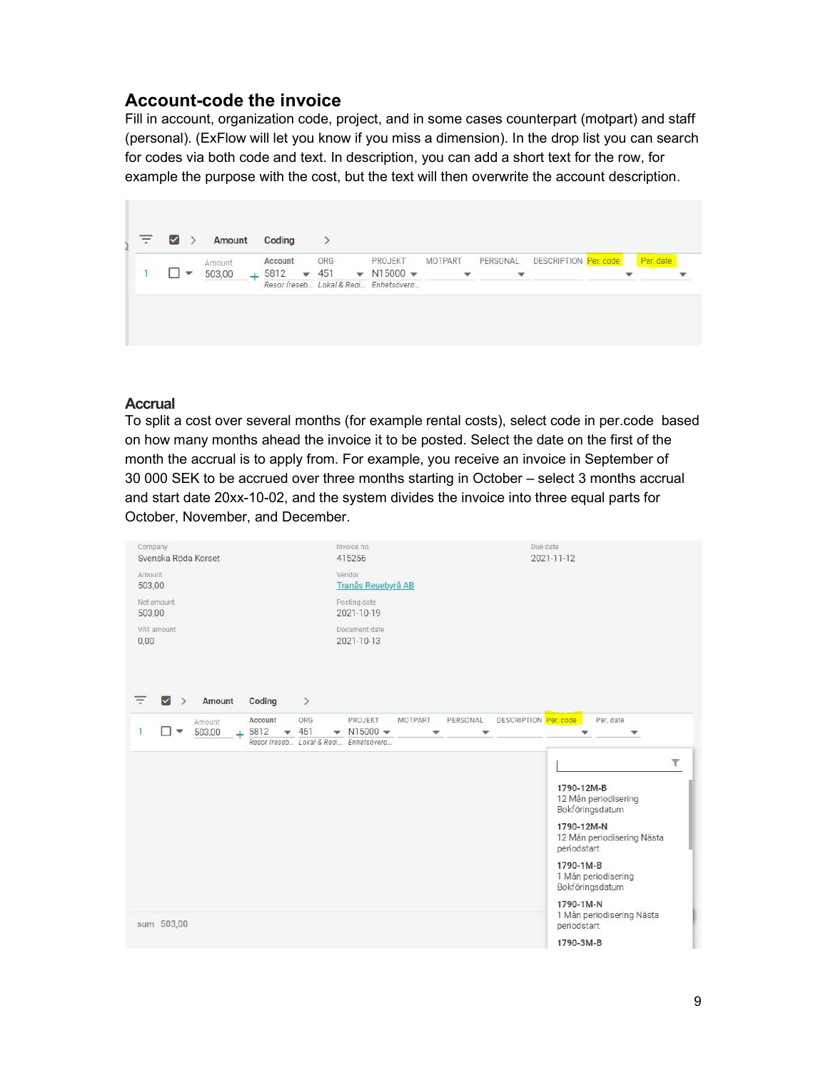## Account-code the invoice

Fill in account, organization code, project, and in some cases counterpart (motpart) and staff (personal). (ExFlow will let you know if you miss a dimension). In the drop list you can search for codes via both code and text. In description, you can add a short text for the row, for example the purpose with the cost, but the text will then overwrite the account description.

| | Amount | Account | ORG | PROJEKT | MOTPART | PERSONAL | DESCRIPTION | Per. code | Per. date |
|---|---|---|---|---|---|---|---|---|---|
| 1 | 503,00 | 5812 Resor (reseb... | 451 Lokal & Regi... | N15000 Enhetsövergr... | | | | | |

## Accrual

To split a cost over several months (for example rental costs), select code in per.code based on how many months ahead the invoice it to be posted. Select the date on the first of the month the accrual is to apply from. For example, you receive an invoice in September of 30 000 SEK to be accrued over three months starting in October – select 3 months accrual and start date 20xx-10-02, and the system divides the invoice into three equal parts for October, November, and December.

Company: Svenska Röda Korset
Invoice no.: 415256
Due date: 2021-11-12
Amount: 503,00
Vendor: Tranås Resebyrå AB
Net amount: 503,00
Posting date: 2021-10-19
VAT amount: 0,00
Document date: 2021-10-13

| | Amount | Account | ORG | PROJEKT | MOTPART | PERSONAL | DESCRIPTION | Per. code | Per. date |
|---|---|---|---|---|---|---|---|---|---|
| 1 | 503,00 | 5812 Resor (reseb... | 451 Lokal & Regi... | N15000 Enhetsövergr... | | | | | |

sum 503,00

Per. code drop list:

- **1790-12M-B** 12 Mån periodisering Bokföringsdatum
- **1790-12M-N** 12 Mån periodisering Nästa periodstart
- **1790-1M-B** 1 Mån periodisering Bokföringsdatum
- **1790-1M-N** 1 Mån periodisering Nästa periodstart
- **1790-3M-B**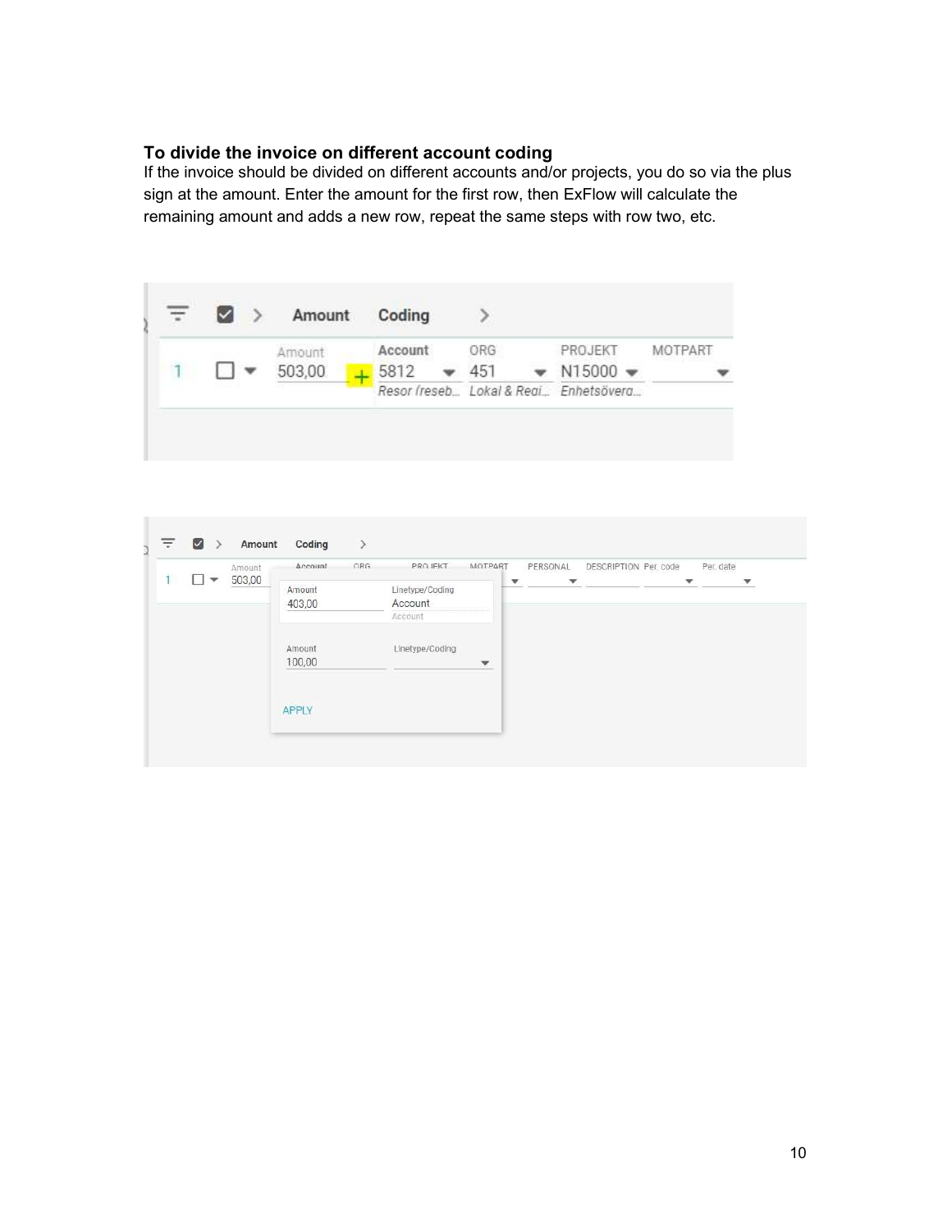**To divide the invoice on different account coding**

If the invoice should be divided on different accounts and/or projects, you do so via the plus sign at the amount. Enter the amount for the first row, then ExFlow will calculate the remaining amount and adds a new row, repeat the same steps with row two, etc.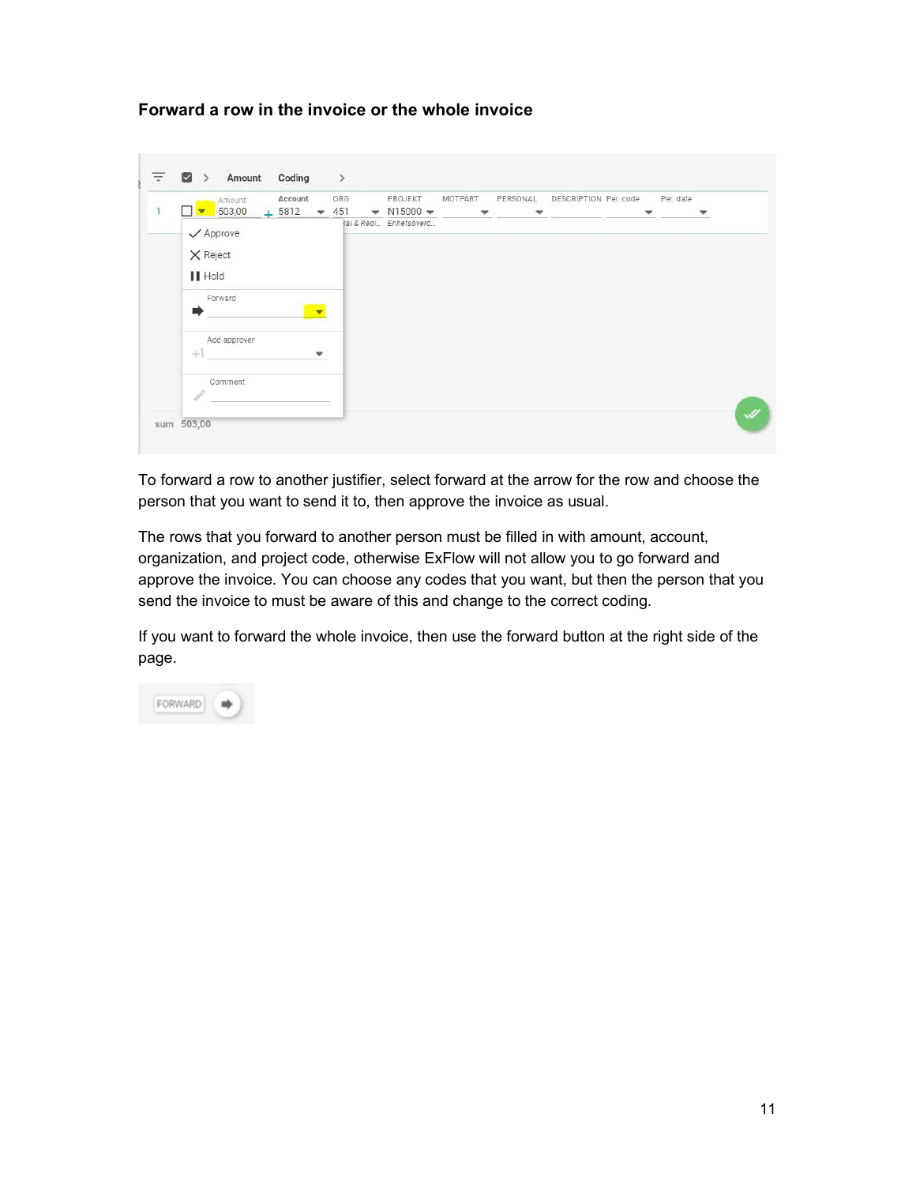### Forward a row in the invoice or the whole invoice

To forward a row to another justifier, select forward at the arrow for the row and choose the person that you want to send it to, then approve the invoice as usual.

The rows that you forward to another person must be filled in with amount, account, organization, and project code, otherwise ExFlow will not allow you to go forward and approve the invoice. You can choose any codes that you want, but then the person that you send the invoice to must be aware of this and change to the correct coding.

If you want to forward the whole invoice, then use the forward button at the right side of the page.